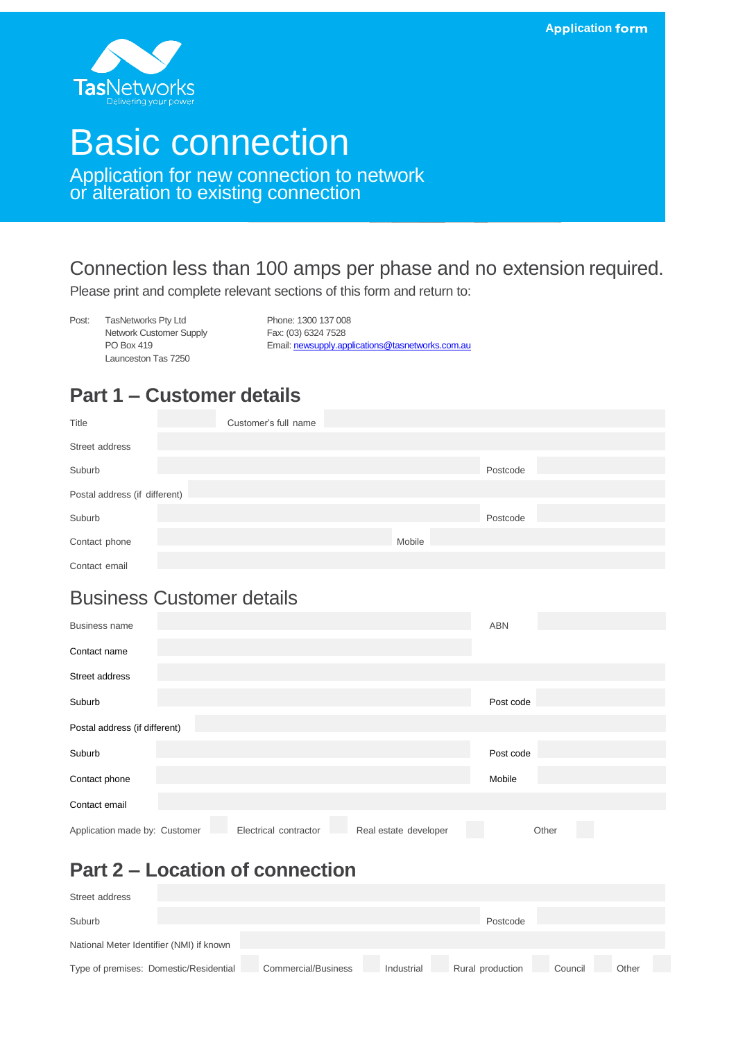Application form

TasNetworks
Delivering your power

# Basic connection

Application for new connection to network or alteration to existing connection

## Connection less than 100 amps per phase and no extension required.

Please print and complete relevant sections of this form and return to:

Post: TasNetworks Pty Ltd
Network Customer Supply
PO Box 419
Launceston Tas 7250

Phone: 1300 137 008
Fax: (03) 6324 7528
Email: newsupply.applications@tasnetworks.com.au

## Part 1 – Customer details

| | | | |
|---|---|---|---|
| Title | | Customer's full name | |
| Street address | | | |
| Suburb | | Postcode | |
| Postal address (if different) | | | |
| Suburb | | Postcode | |
| Contact phone | | Mobile | |
| Contact email | | | |

### Business Customer details

| | | | |
|---|---|---|---|
| Business name | | ABN | |
| Contact name | | | |
| Street address | | | |
| Suburb | | Post code | |
| Postal address (if different) | | | |
| Suburb | | Post code | |
| Contact phone | | Mobile | |
| Contact email | | | |

Application made by: Customer ☐ Electrical contractor ☐ Real estate developer ☐ Other ☐

## Part 2 – Location of connection

| | | | |
|---|---|---|---|
| Street address | | | |
| Suburb | | Postcode | |
| National Meter Identifier (NMI) if known | | | |

Type of premises: Domestic/Residential ☐ Commercial/Business ☐ Industrial ☐ Rural production ☐ Council ☐ Other ☐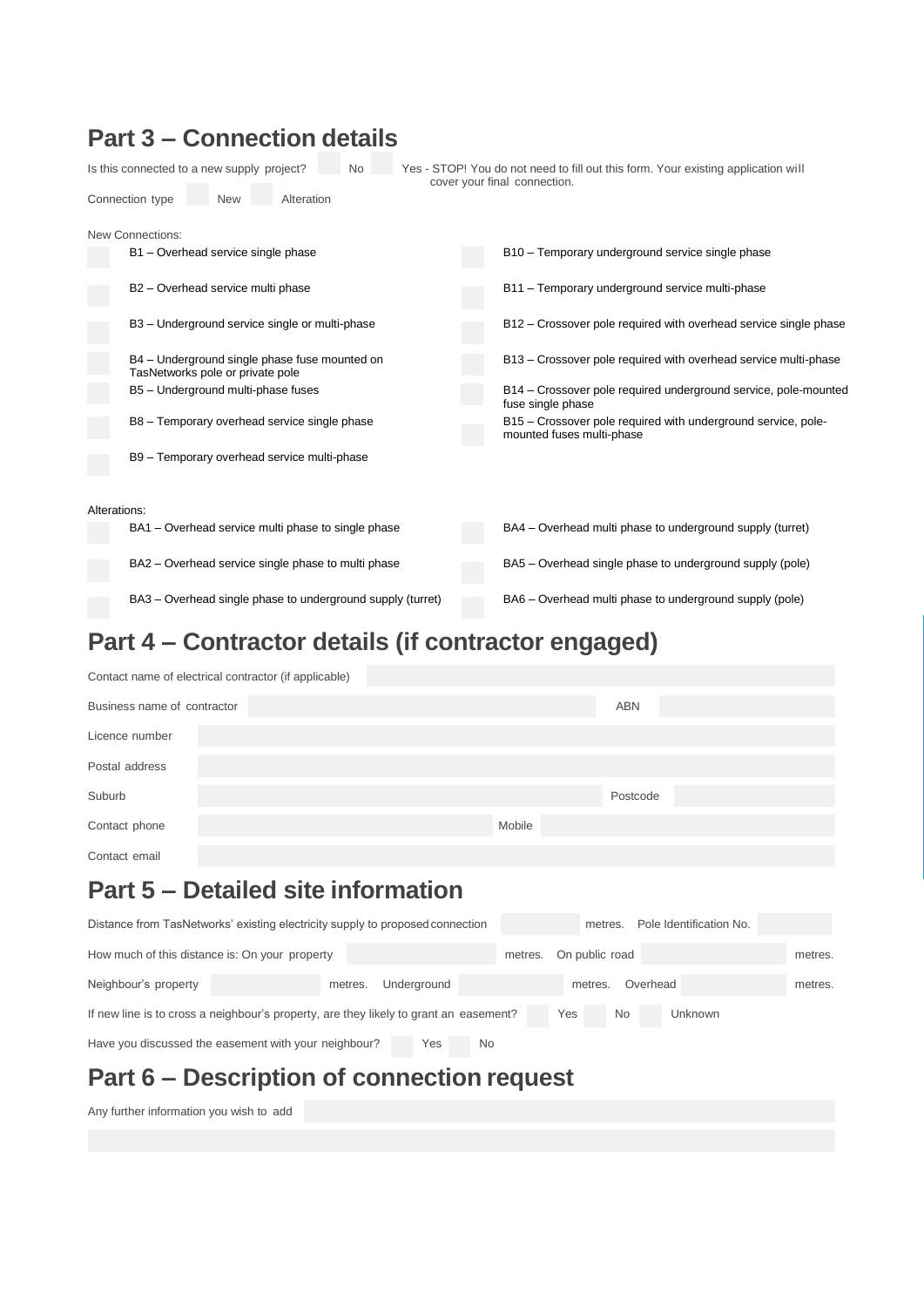## Part 3 – Connection details

Is this connected to a new supply project? ☐ No ☐ Yes - STOP! You do not need to fill out this form. Your existing application will cover your final connection.

Connection type ☐ New ☐ Alteration

New Connections:

- ☐ B1 – Overhead service single phase
- ☐ B2 – Overhead service multi phase
- ☐ B3 – Underground service single or multi-phase
- ☐ B4 – Underground single phase fuse mounted on TasNetworks pole or private pole
- ☐ B5 – Underground multi-phase fuses
- ☐ B8 – Temporary overhead service single phase
- ☐ B9 – Temporary overhead service multi-phase
- ☐ B10 – Temporary underground service single phase
- ☐ B11 – Temporary underground service multi-phase
- ☐ B12 – Crossover pole required with overhead service single phase
- ☐ B13 – Crossover pole required with overhead service multi-phase
- ☐ B14 – Crossover pole required underground service, pole-mounted fuse single phase
- ☐ B15 – Crossover pole required with underground service, pole-mounted fuses multi-phase

Alterations:

- ☐ BA1 – Overhead service multi phase to single phase
- ☐ BA2 – Overhead service single phase to multi phase
- ☐ BA3 – Overhead single phase to underground supply (turret)
- ☐ BA4 – Overhead multi phase to underground supply (turret)
- ☐ BA5 – Overhead single phase to underground supply (pole)
- ☐ BA6 – Overhead multi phase to underground supply (pole)

## Part 4 – Contractor details (if contractor engaged)

Contact name of electrical contractor (if applicable) ____________________

Business name of contractor ____________________ ABN ____________________

Licence number ____________________

Postal address ____________________

Suburb ____________________ Postcode ____________________

Contact phone ____________________ Mobile ____________________

Contact email ____________________

## Part 5 – Detailed site information

Distance from TasNetworks' existing electricity supply to proposed connection ________ metres. Pole Identification No. ________

How much of this distance is: On your property ________ metres. On public road ________ metres.

Neighbour's property ________ metres. Underground ________ metres. Overhead ________ metres.

If new line is to cross a neighbour's property, are they likely to grant an easement? ☐ Yes ☐ No ☐ Unknown

Have you discussed the easement with your neighbour? ☐ Yes ☐ No

## Part 6 – Description of connection request

Any further information you wish to add ____________________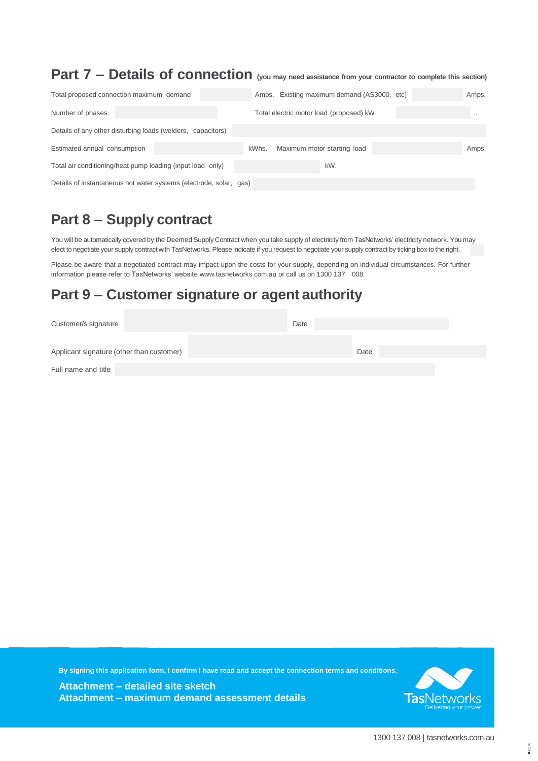## Part 7 – Details of connection (you may need assistance from your contractor to complete this section)

| | | | | | |
|---|---|---|---|---|---|
| Total proposed connection maximum demand | | Amps. | Existing maximum demand (AS3000, etc) | | Amps. |
| Number of phases | | | Total electric motor load (proposed) kW | | . |
| Details of any other disturbing loads (welders, capacitors) | | | | | |
| Estimated annual consumption | | kWhs. | Maximum motor starting load | | Amps. |
| Total air conditioning/heat pump loading (input load only) | | kW. | | | |
| Details of instantaneous hot water systems (electrode, solar, gas) | | | | | |

## Part 8 – Supply contract

You will be automatically covered by the Deemed Supply Contract when you take supply of electricity from TasNetworks' electricity network. You may elect to negotiate your supply contract with TasNetworks. Please indicate if you request to negotiate your supply contract by ticking box to the right. ☐

Please be aware that a negotiated contract may impact upon the costs for your supply, depending on individual circumstances. For further information please refer to TasNetworks' website www.tasnetworks.com.au or call us on 1300 137 008.

## Part 9 – Customer signature or agent authority

| | | | |
|---|---|---|---|
| Customer/s signature | | Date | |
| Applicant signature (other than customer) | | Date | |
| Full name and title | | | |

**By signing this application form, I confirm I have read and accept the connection terms and conditions.**

**Attachment – detailed site sketch**
**Attachment – maximum demand assessment details**

TasNetworks
Delivering your power

1300 137 008 | tasnetworks.com.au